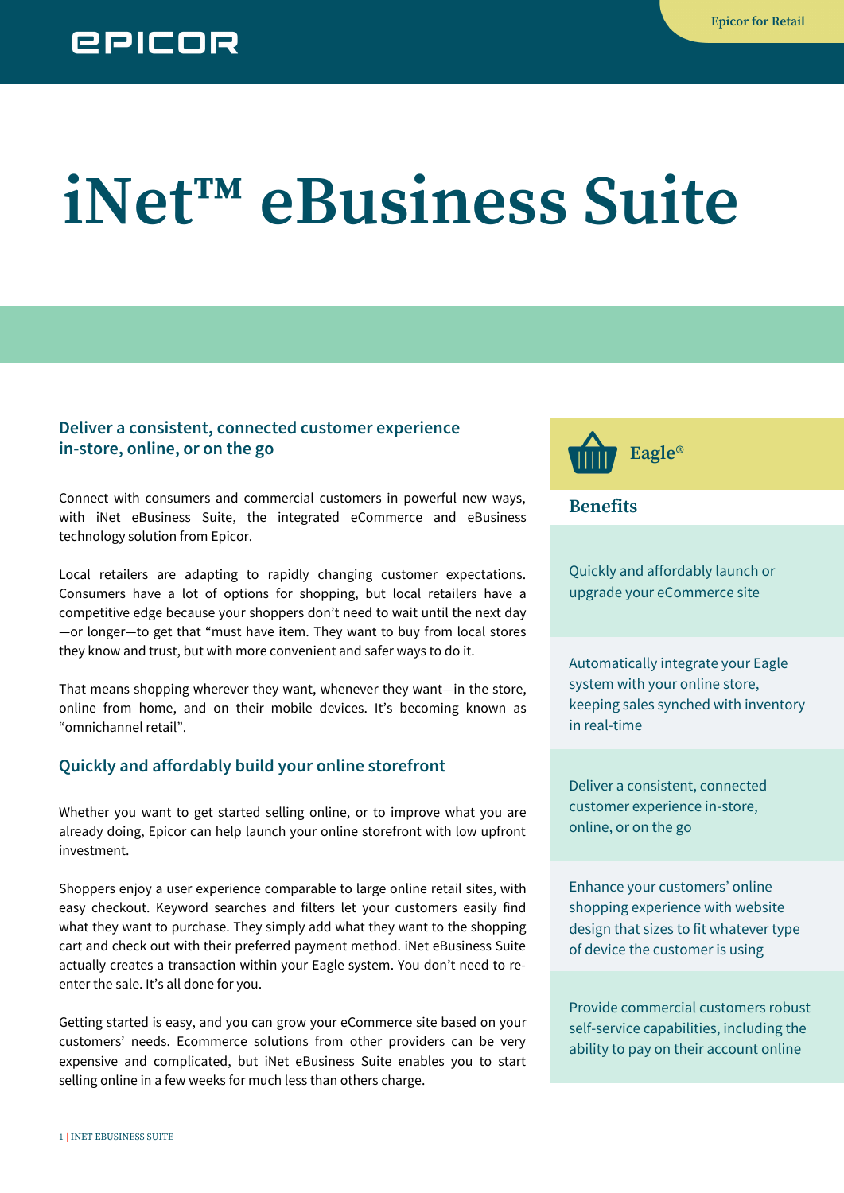Epicor for Retail

# iNet™ eBusiness Suite

## Deliver a consistent, connected customer experience in-store, online, or on the go

Connect with consumers and commercial customers in powerful new ways, with iNet eBusiness Suite, the integrated eCommerce and eBusiness technology solution from Epicor.

Local retailers are adapting to rapidly changing customer expectations. Consumers have a lot of options for shopping, but local retailers have a competitive edge because your shoppers don't need to wait until the next day—or longer—to get that "must have item. They want to buy from local stores they know and trust, but with more convenient and safer ways to do it.

That means shopping wherever they want, whenever they want—in the store, online from home, and on their mobile devices. It's becoming known as "omnichannel retail".

## Quickly and affordably build your online storefront

Whether you want to get started selling online, or to improve what you are already doing, Epicor can help launch your online storefront with low upfront investment.

Shoppers enjoy a user experience comparable to large online retail sites, with easy checkout. Keyword searches and filters let your customers easily find what they want to purchase. They simply add what they want to the shopping cart and check out with their preferred payment method. iNet eBusiness Suite actually creates a transaction within your Eagle system. You don't need to re-enter the sale. It's all done for you.

Getting started is easy, and you can grow your eCommerce site based on your customers' needs. Ecommerce solutions from other providers can be very expensive and complicated, but iNet eBusiness Suite enables you to start selling online in a few weeks for much less than others charge.

**Eagle®**

### Benefits

- Quickly and affordably launch or upgrade your eCommerce site
- Automatically integrate your Eagle system with your online store, keeping sales synched with inventory in real-time
- Deliver a consistent, connected customer experience in-store, online, or on the go
- Enhance your customers' online shopping experience with website design that sizes to fit whatever type of device the customer is using
- Provide commercial customers robust self-service capabilities, including the ability to pay on their account online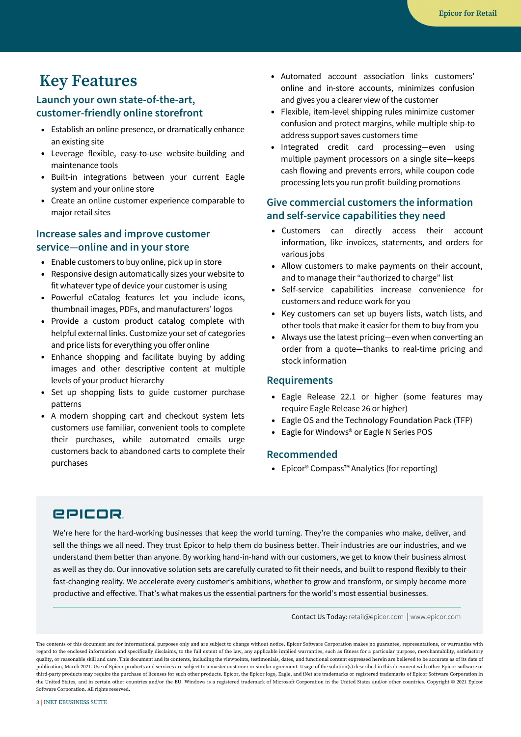# Key Features

## Launch your own state-of-the-art, customer-friendly online storefront

- Establish an online presence, or dramatically enhance an existing site
- Leverage flexible, easy-to-use website-building and maintenance tools
- Built-in integrations between your current Eagle system and your online store
- Create an online customer experience comparable to major retail sites

## Increase sales and improve customer service—online and in your store

- Enable customers to buy online, pick up in store
- Responsive design automatically sizes your website to fit whatever type of device your customer is using
- Powerful eCatalog features let you include icons, thumbnail images, PDFs, and manufacturers' logos
- Provide a custom product catalog complete with helpful external links. Customize your set of categories and price lists for everything you offer online
- Enhance shopping and facilitate buying by adding images and other descriptive content at multiple levels of your product hierarchy
- Set up shopping lists to guide customer purchase patterns
- A modern shopping cart and checkout system lets customers use familiar, convenient tools to complete their purchases, while automated emails urge customers back to abandoned carts to complete their purchases
- Automated account association links customers' online and in-store accounts, minimizes confusion and gives you a clearer view of the customer
- Flexible, item-level shipping rules minimize customer confusion and protect margins, while multiple ship-to address support saves customers time
- Integrated credit card processing—even using multiple payment processors on a single site—keeps cash flowing and prevents errors, while coupon code processing lets you run profit-building promotions

## Give commercial customers the information and self-service capabilities they need

- Customers can directly access their account information, like invoices, statements, and orders for various jobs
- Allow customers to make payments on their account, and to manage their "authorized to charge" list
- Self-service capabilities increase convenience for customers and reduce work for you
- Key customers can set up buyers lists, watch lists, and other tools that make it easier for them to buy from you
- Always use the latest pricing—even when converting an order from a quote—thanks to real-time pricing and stock information

## Requirements

- Eagle Release 22.1 or higher (some features may require Eagle Release 26 or higher)
- Eagle OS and the Technology Foundation Pack (TFP)
- Eagle for Windows® or Eagle N Series POS

## Recommended

- Epicor® Compass™ Analytics (for reporting)

**EPICOR**

We're here for the hard-working businesses that keep the world turning. They're the companies who make, deliver, and sell the things we all need. They trust Epicor to help them do business better. Their industries are our industries, and we understand them better than anyone. By working hand-in-hand with our customers, we get to know their business almost as well as they do. Our innovative solution sets are carefully curated to fit their needs, and built to respond flexibly to their fast-changing reality. We accelerate every customer's ambitions, whether to grow and transform, or simply become more productive and effective. That's what makes us the essential partners for the world's most essential businesses.

Contact Us Today: retail@epicor.com | www.epicor.com

The contents of this document are for informational purposes only and are subject to change without notice. Epicor Software Corporation makes no guarantee, representations, or warranties with regard to the enclosed information and specifically disclaims, to the full extent of the law, any applicable implied warranties, such as fitness for a particular purpose, merchantability, satisfactory quality, or reasonable skill and care. This document and its contents, including the viewpoints, testimonials, dates, and functional content expressed herein are believed to be accurate as of its date of publication, March 2021. Use of Epicor products and services are subject to a master customer or similar agreement. Usage of the solution(s) described in this document with other Epicor software or third-party products may require the purchase of licenses for such other products. Epicor, the Epicor logo, Eagle, and iNet are trademarks or registered trademarks of Epicor Software Corporation in the United States, and in certain other countries and/or the EU. Windows is a registered trademark of Microsoft Corporation in the United States and/or other countries. Copyright © 2021 Epicor Software Corporation. All rights reserved.